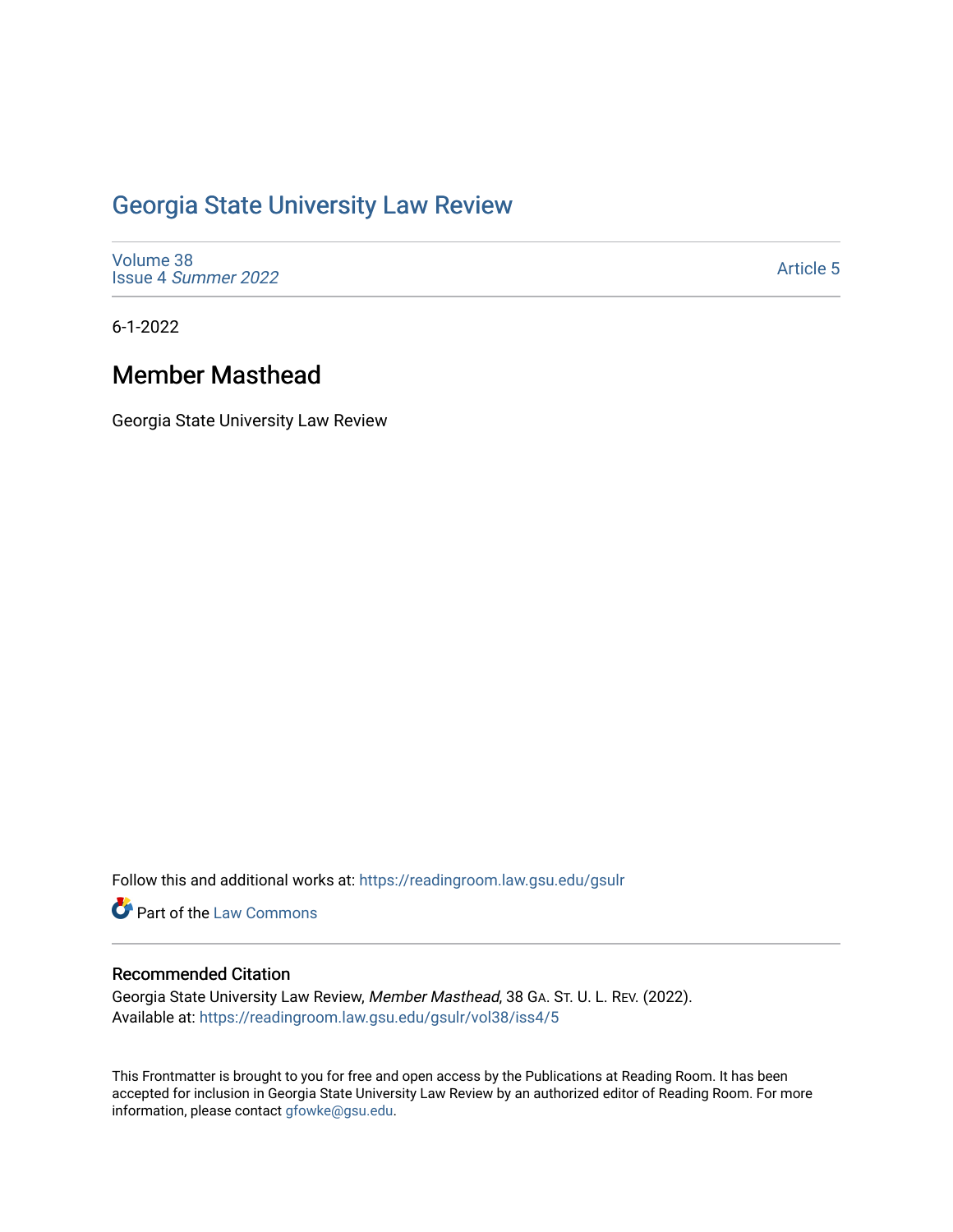# Georgia State University Law Review

Volume 38
Issue 4 *Summer 2022*

Article 5

6-1-2022

## Member Masthead

Georgia State University Law Review

Follow this and additional works at: https://readingroom.law.gsu.edu/gsulr

Part of the Law Commons

### Recommended Citation

Georgia State University Law Review, *Member Masthead*, 38 GA. ST. U. L. REV. (2022).
Available at: https://readingroom.law.gsu.edu/gsulr/vol38/iss4/5

This Frontmatter is brought to you for free and open access by the Publications at Reading Room. It has been accepted for inclusion in Georgia State University Law Review by an authorized editor of Reading Room. For more information, please contact gfowke@gsu.edu.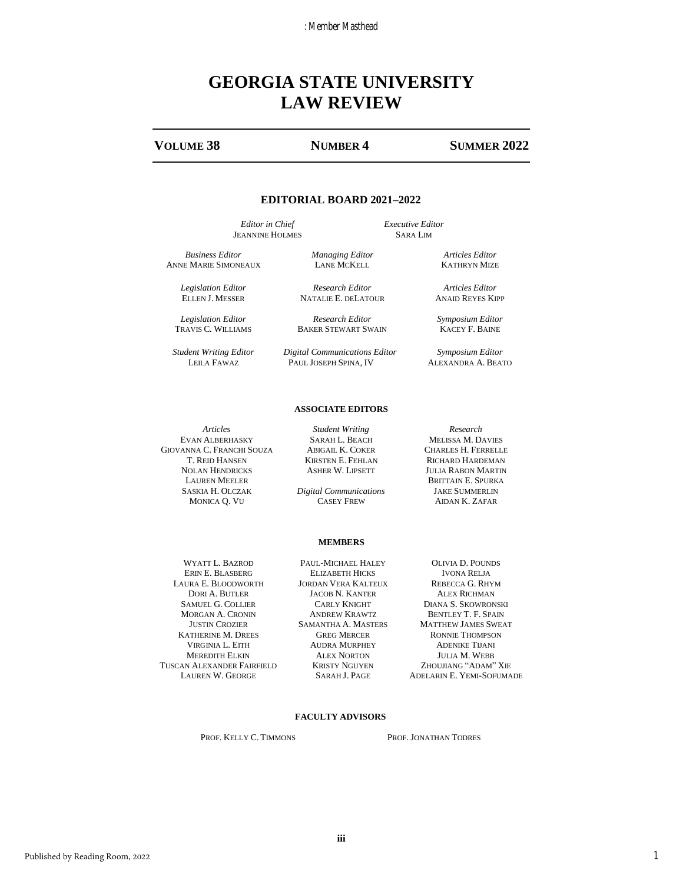# GEORGIA STATE UNIVERSITY LAW REVIEW

**VOLUME 38** | **NUMBER 4** | **SUMMER 2022**

## EDITORIAL BOARD 2021–2022

*Editor in Chief*
JEANNINE HOLMES

*Executive Editor*
SARA LIM

*Business Editor*
ANNE MARIE SIMONEAUX

*Managing Editor*
LANE MCKELL

*Articles Editor*
KATHRYN MIZE

*Legislation Editor*
ELLEN J. MESSER

*Research Editor*
NATALIE E. DELATOUR

*Articles Editor*
ANAID REYES KIPP

*Legislation Editor*
TRAVIS C. WILLIAMS

*Research Editor*
BAKER STEWART SWAIN

*Symposium Editor*
KACEY F. BAINE

*Student Writing Editor*
LEILA FAWAZ

*Digital Communications Editor*
PAUL JOSEPH SPINA, IV

*Symposium Editor*
ALEXANDRA A. BEATO

### ASSOCIATE EDITORS

*Articles*
EVAN ALBERHASKY
GIOVANNA C. FRANCHI SOUZA
T. REID HANSEN
NOLAN HENDRICKS
LAUREN MEELER
SASKIA H. OLCZAK
MONICA Q. VU

*Student Writing*
SARAH L. BEACH
ABIGAIL K. COKER
KIRSTEN E. FEHLAN
ASHER W. LIPSETT

*Digital Communications*
CASEY FREW

*Research*
MELISSA M. DAVIES
CHARLES H. FERRELLE
RICHARD HARDEMAN
JULIA RABON MARTIN
BRITTAIN E. SPURKA
JAKE SUMMERLIN
AIDAN K. ZAFAR

### MEMBERS

WYATT L. BAZROD
ERIN E. BLASBERG
LAURA E. BLOODWORTH
DORI A. BUTLER
SAMUEL G. COLLIER
MORGAN A. CRONIN
JUSTIN CROZIER
KATHERINE M. DREES
VIRGINIA L. EITH
MEREDITH ELKIN
TUSCAN ALEXANDER FAIRFIELD
LAUREN W. GEORGE

PAUL-MICHAEL HALEY
ELIZABETH HICKS
JORDAN VERA KALTEUX
JACOB N. KANTER
CARLY KNIGHT
ANDREW KRAWTZ
SAMANTHA A. MASTERS
GREG MERCER
AUDRA MURPHEY
ALEX NORTON
KRISTY NGUYEN
SARAH J. PAGE

OLIVIA D. POUNDS
IVONA RELJA
REBECCA G. RHYM
ALEX RICHMAN
DIANA S. SKOWRONSKI
BENTLEY T. F. SPAIN
MATTHEW JAMES SWEAT
RONNIE THOMPSON
ADENIKE TIJANI
JULIA M. WEBB
ZHOUJIANG "ADAM" XIE
ADELARIN E. YEMI-SOFUMADE

### FACULTY ADVISORS

PROF. KELLY C. TIMMONS

PROF. JONATHAN TODRES